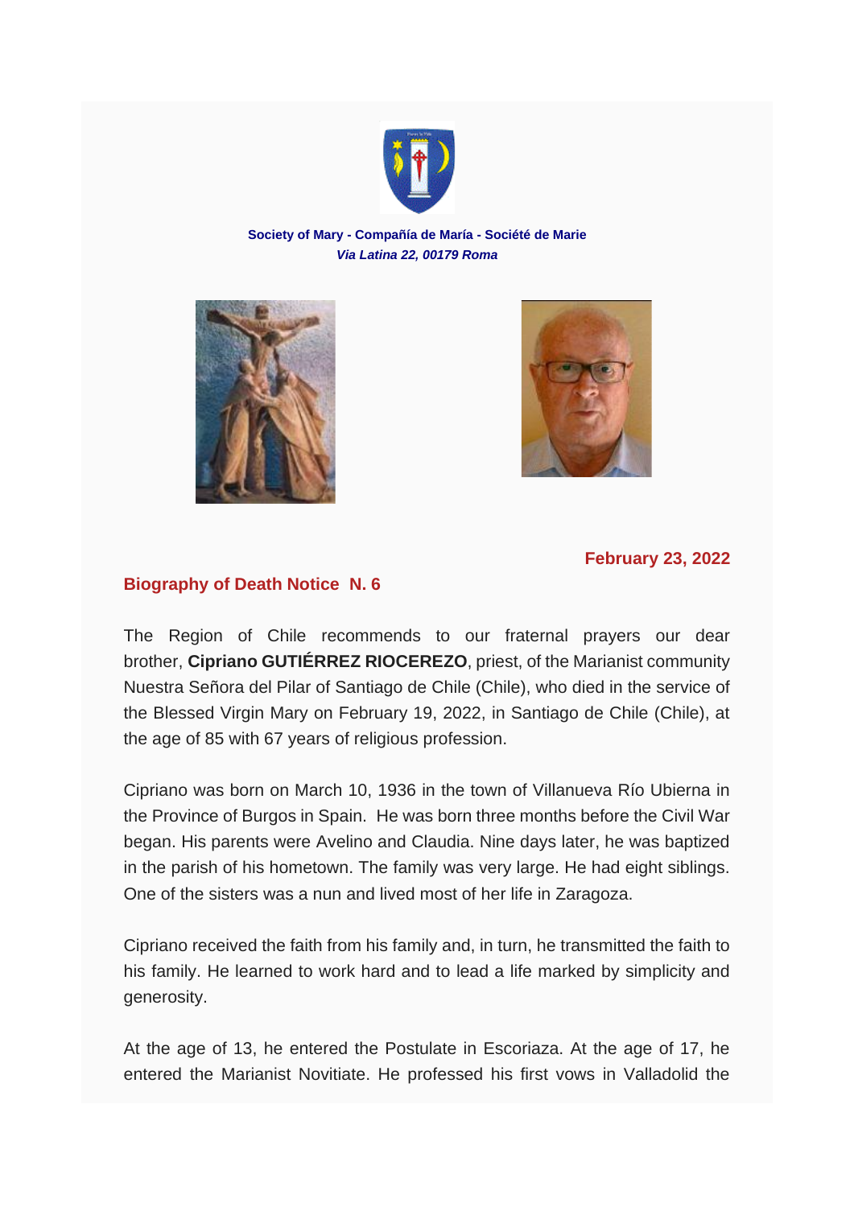**Society of Mary - Compañía de María - Société de Marie**
***Via Latina 22, 00179 Roma***

**February 23, 2022**

## Biography of Death Notice N. 6

The Region of Chile recommends to our fraternal prayers our dear brother, **Cipriano GUTIÉRREZ RIOCEREZO**, priest, of the Marianist community Nuestra Señora del Pilar of Santiago de Chile (Chile), who died in the service of the Blessed Virgin Mary on February 19, 2022, in Santiago de Chile (Chile), at the age of 85 with 67 years of religious profession.

Cipriano was born on March 10, 1936 in the town of Villanueva Río Ubierna in the Province of Burgos in Spain. He was born three months before the Civil War began. His parents were Avelino and Claudia. Nine days later, he was baptized in the parish of his hometown. The family was very large. He had eight siblings. One of the sisters was a nun and lived most of her life in Zaragoza.

Cipriano received the faith from his family and, in turn, he transmitted the faith to his family. He learned to work hard and to lead a life marked by simplicity and generosity.

At the age of 13, he entered the Postulate in Escoriaza. At the age of 17, he entered the Marianist Novitiate. He professed his first vows in Valladolid the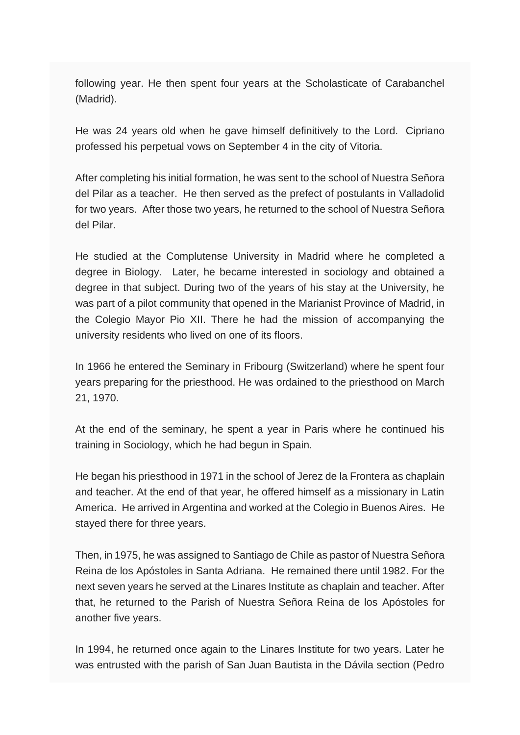following year. He then spent four years at the Scholasticate of Carabanchel (Madrid).

He was 24 years old when he gave himself definitively to the Lord. Cipriano professed his perpetual vows on September 4 in the city of Vitoria.

After completing his initial formation, he was sent to the school of Nuestra Señora del Pilar as a teacher. He then served as the prefect of postulants in Valladolid for two years. After those two years, he returned to the school of Nuestra Señora del Pilar.

He studied at the Complutense University in Madrid where he completed a degree in Biology. Later, he became interested in sociology and obtained a degree in that subject. During two of the years of his stay at the University, he was part of a pilot community that opened in the Marianist Province of Madrid, in the Colegio Mayor Pio XII. There he had the mission of accompanying the university residents who lived on one of its floors.

In 1966 he entered the Seminary in Fribourg (Switzerland) where he spent four years preparing for the priesthood. He was ordained to the priesthood on March 21, 1970.

At the end of the seminary, he spent a year in Paris where he continued his training in Sociology, which he had begun in Spain.

He began his priesthood in 1971 in the school of Jerez de la Frontera as chaplain and teacher. At the end of that year, he offered himself as a missionary in Latin America. He arrived in Argentina and worked at the Colegio in Buenos Aires. He stayed there for three years.

Then, in 1975, he was assigned to Santiago de Chile as pastor of Nuestra Señora Reina de los Apóstoles in Santa Adriana. He remained there until 1982. For the next seven years he served at the Linares Institute as chaplain and teacher. After that, he returned to the Parish of Nuestra Señora Reina de los Apóstoles for another five years.

In 1994, he returned once again to the Linares Institute for two years. Later he was entrusted with the parish of San Juan Bautista in the Dávila section (Pedro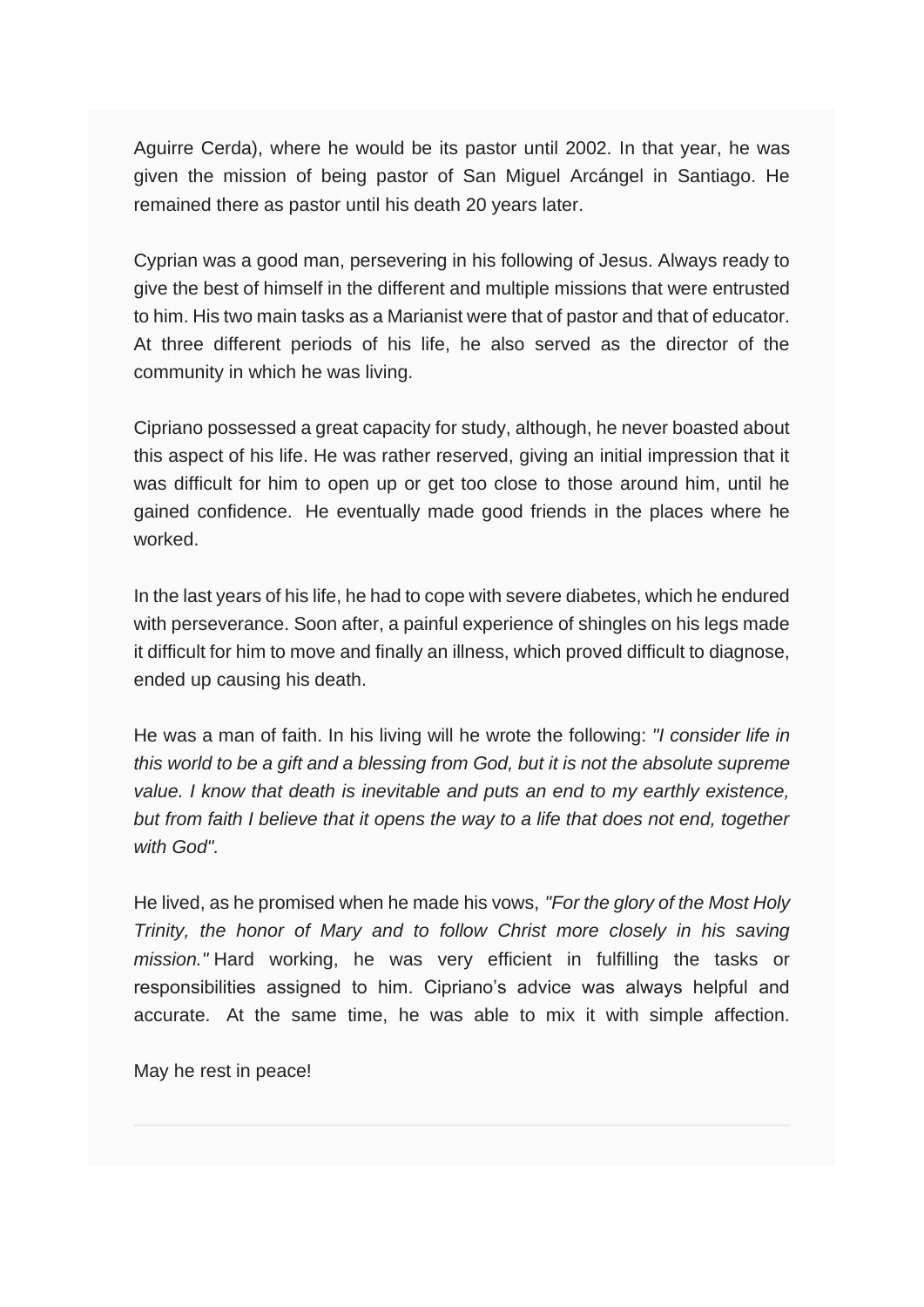Aguirre Cerda), where he would be its pastor until 2002. In that year, he was given the mission of being pastor of San Miguel Arcángel in Santiago. He remained there as pastor until his death 20 years later.

Cyprian was a good man, persevering in his following of Jesus. Always ready to give the best of himself in the different and multiple missions that were entrusted to him. His two main tasks as a Marianist were that of pastor and that of educator. At three different periods of his life, he also served as the director of the community in which he was living.

Cipriano possessed a great capacity for study, although, he never boasted about this aspect of his life. He was rather reserved, giving an initial impression that it was difficult for him to open up or get too close to those around him, until he gained confidence. He eventually made good friends in the places where he worked.

In the last years of his life, he had to cope with severe diabetes, which he endured with perseverance. Soon after, a painful experience of shingles on his legs made it difficult for him to move and finally an illness, which proved difficult to diagnose, ended up causing his death.

He was a man of faith. In his living will he wrote the following: *"I consider life in this world to be a gift and a blessing from God, but it is not the absolute supreme value. I know that death is inevitable and puts an end to my earthly existence, but from faith I believe that it opens the way to a life that does not end, together with God".*

He lived, as he promised when he made his vows, *"For the glory of the Most Holy Trinity, the honor of Mary and to follow Christ more closely in his saving mission."* Hard working, he was very efficient in fulfilling the tasks or responsibilities assigned to him. Cipriano's advice was always helpful and accurate. At the same time, he was able to mix it with simple affection.

May he rest in peace!